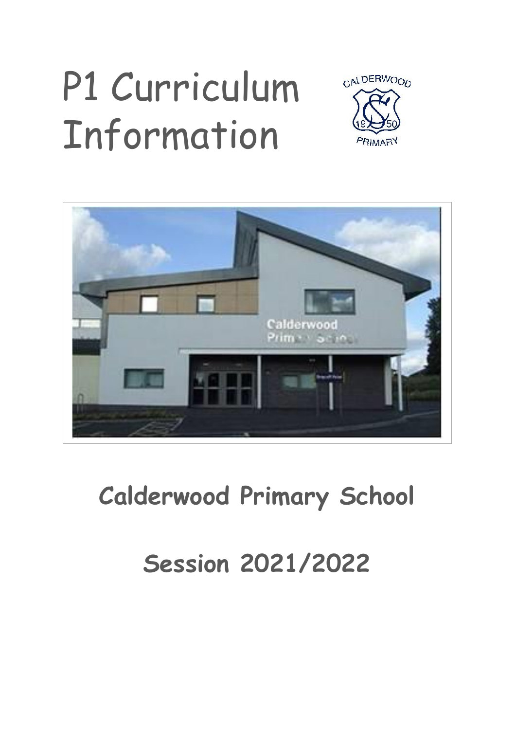# P1 Curriculum Information

**Calderwood Primary School**

**Session 2021/2022**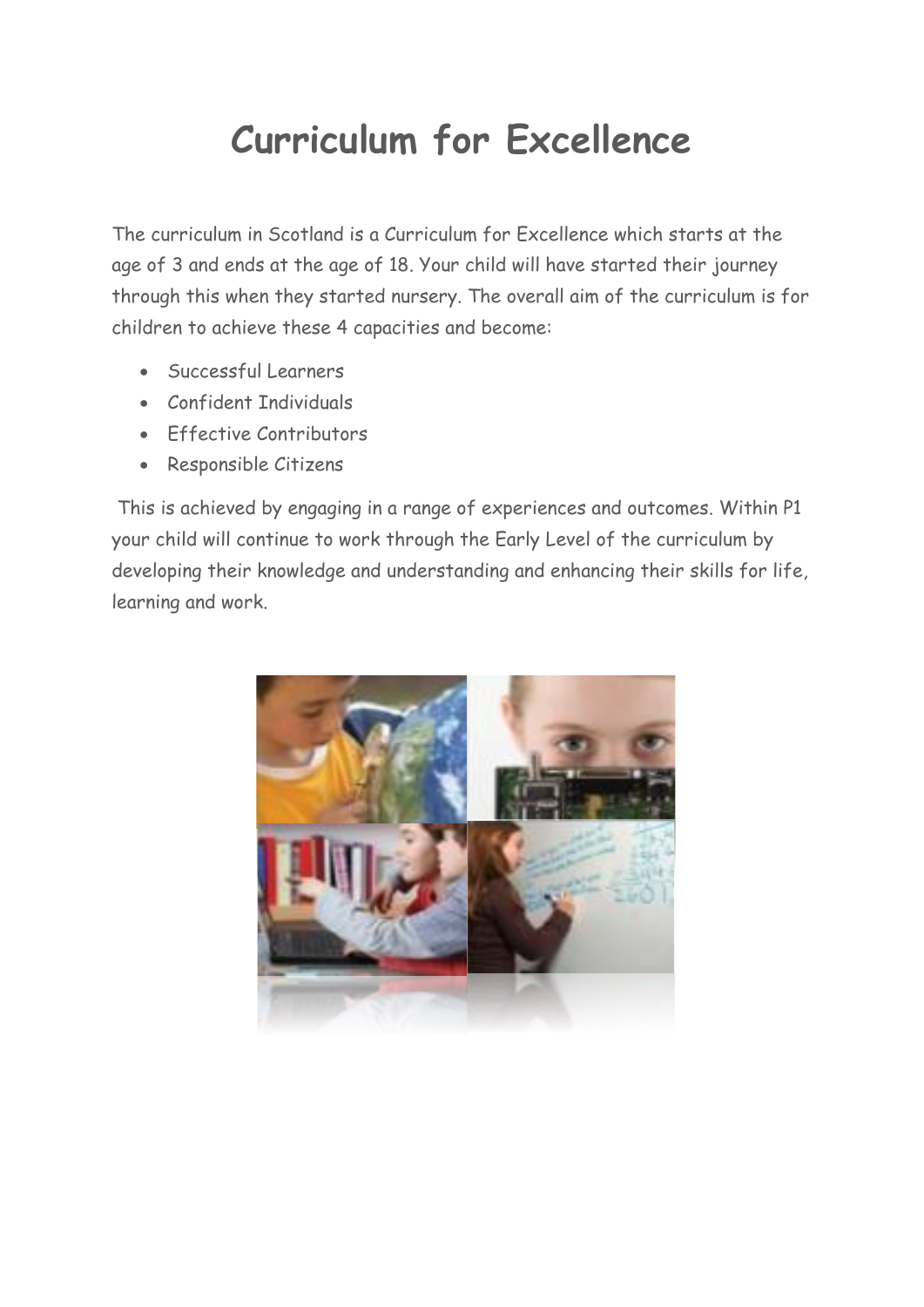# Curriculum for Excellence

The curriculum in Scotland is a Curriculum for Excellence which starts at the age of 3 and ends at the age of 18. Your child will have started their journey through this when they started nursery. The overall aim of the curriculum is for children to achieve these 4 capacities and become:

- Successful Learners
- Confident Individuals
- Effective Contributors
- Responsible Citizens

This is achieved by engaging in a range of experiences and outcomes. Within P1 your child will continue to work through the Early Level of the curriculum by developing their knowledge and understanding and enhancing their skills for life, learning and work.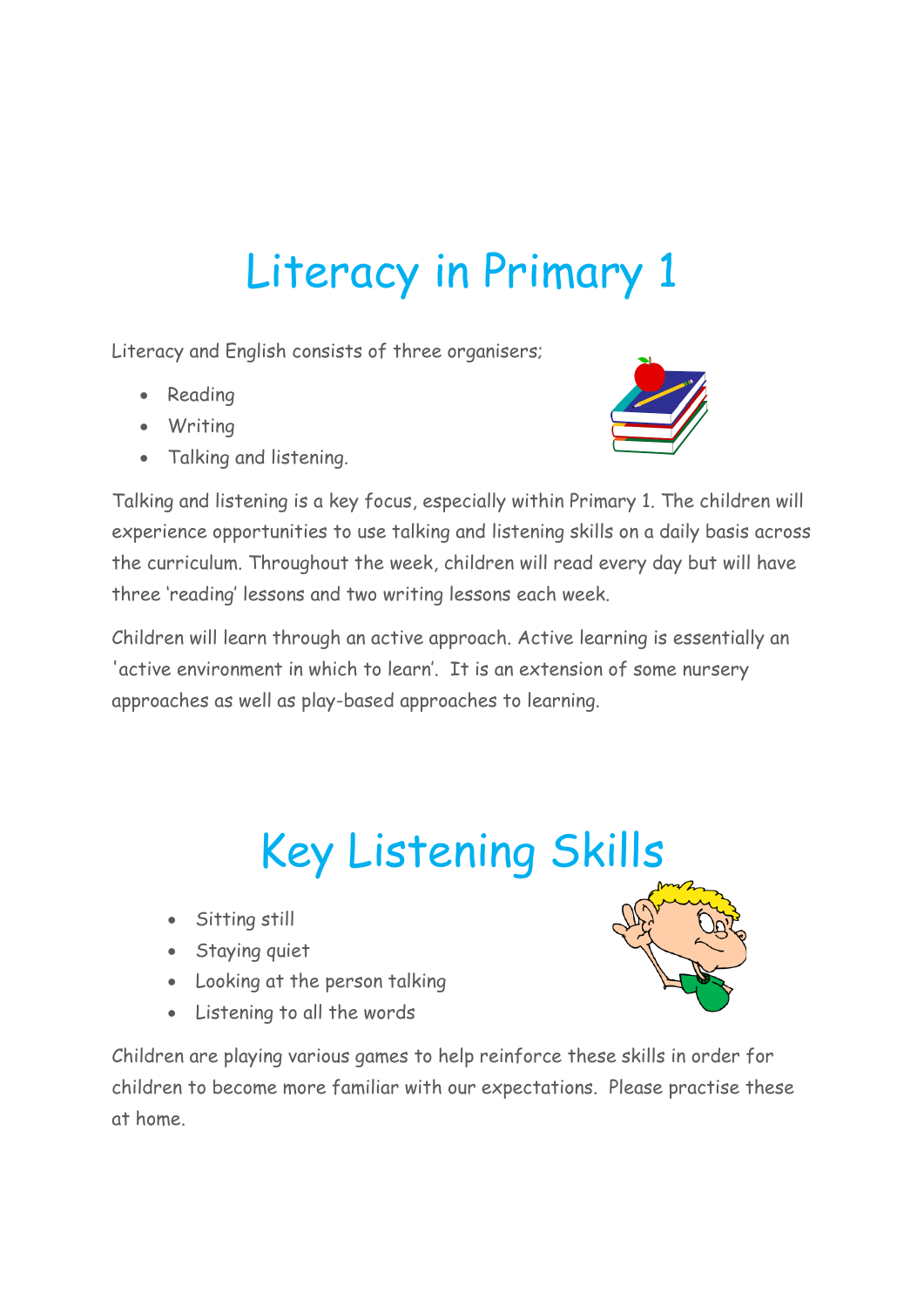# Literacy in Primary 1

Literacy and English consists of three organisers;

- Reading
- Writing
- Talking and listening.

Talking and listening is a key focus, especially within Primary 1. The children will experience opportunities to use talking and listening skills on a daily basis across the curriculum. Throughout the week, children will read every day but will have three 'reading' lessons and two writing lessons each week.

Children will learn through an active approach. Active learning is essentially an 'active environment in which to learn'. It is an extension of some nursery approaches as well as play-based approaches to learning.

# Key Listening Skills

- Sitting still
- Staying quiet
- Looking at the person talking
- Listening to all the words

Children are playing various games to help reinforce these skills in order for children to become more familiar with our expectations. Please practise these at home.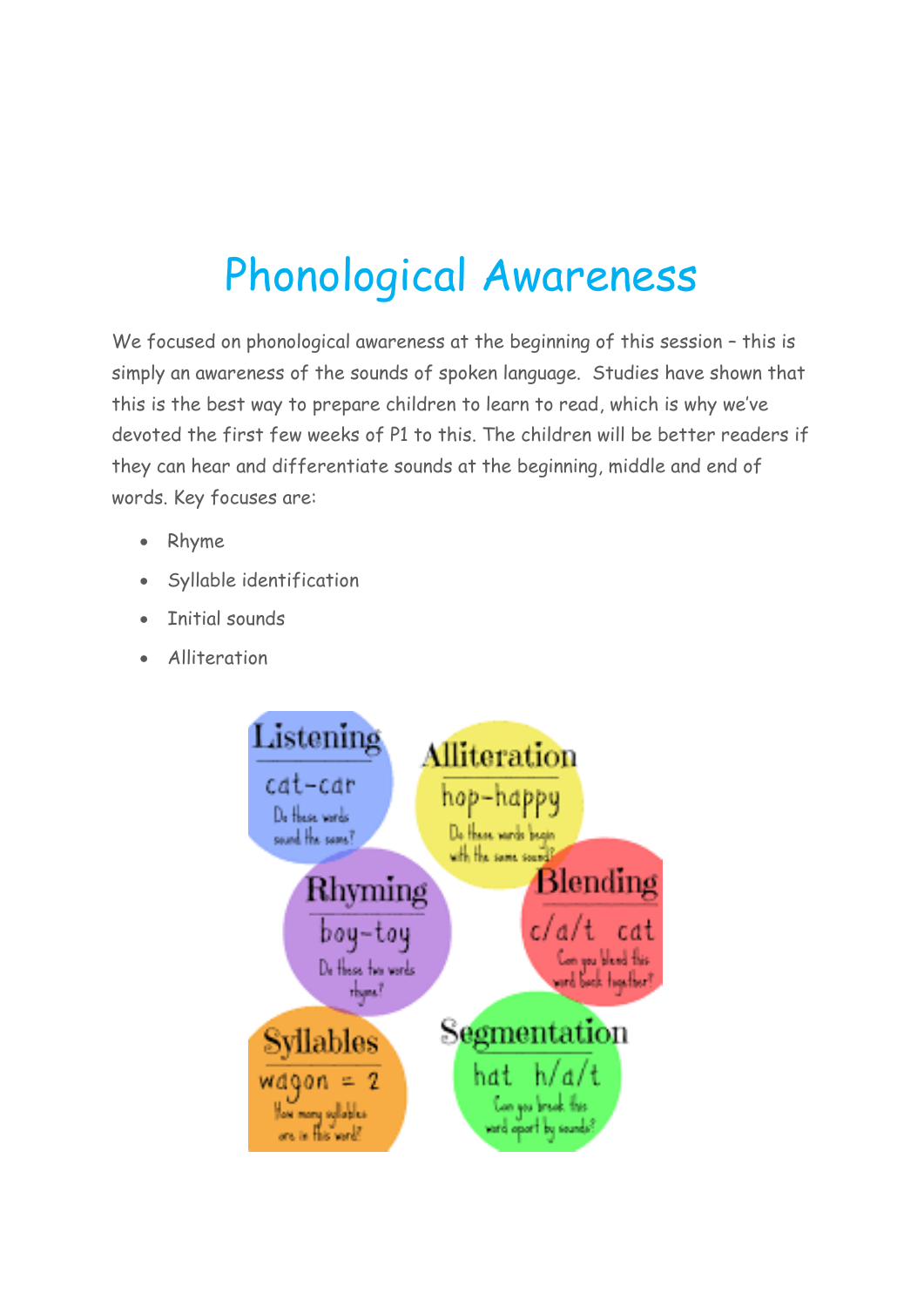# Phonological Awareness

We focused on phonological awareness at the beginning of this session – this is simply an awareness of the sounds of spoken language. Studies have shown that this is the best way to prepare children to learn to read, which is why we've devoted the first few weeks of P1 to this. The children will be better readers if they can hear and differentiate sounds at the beginning, middle and end of words. Key focuses are:

- Rhyme
- Syllable identification
- Initial sounds
- Alliteration

**Listening**
cat–car
Do these words sound the same?

**Alliteration**
hop–happy
Do these words begin with the same sound?

**Rhyming**
boy–toy
Do these two words rhyme?

**Blending**
c/a/t cat
Can you blend this word back together?

**Syllables**
wagon = 2
How many syllables are in this word?

**Segmentation**
hat h/a/t
Can you break this word apart by sounds?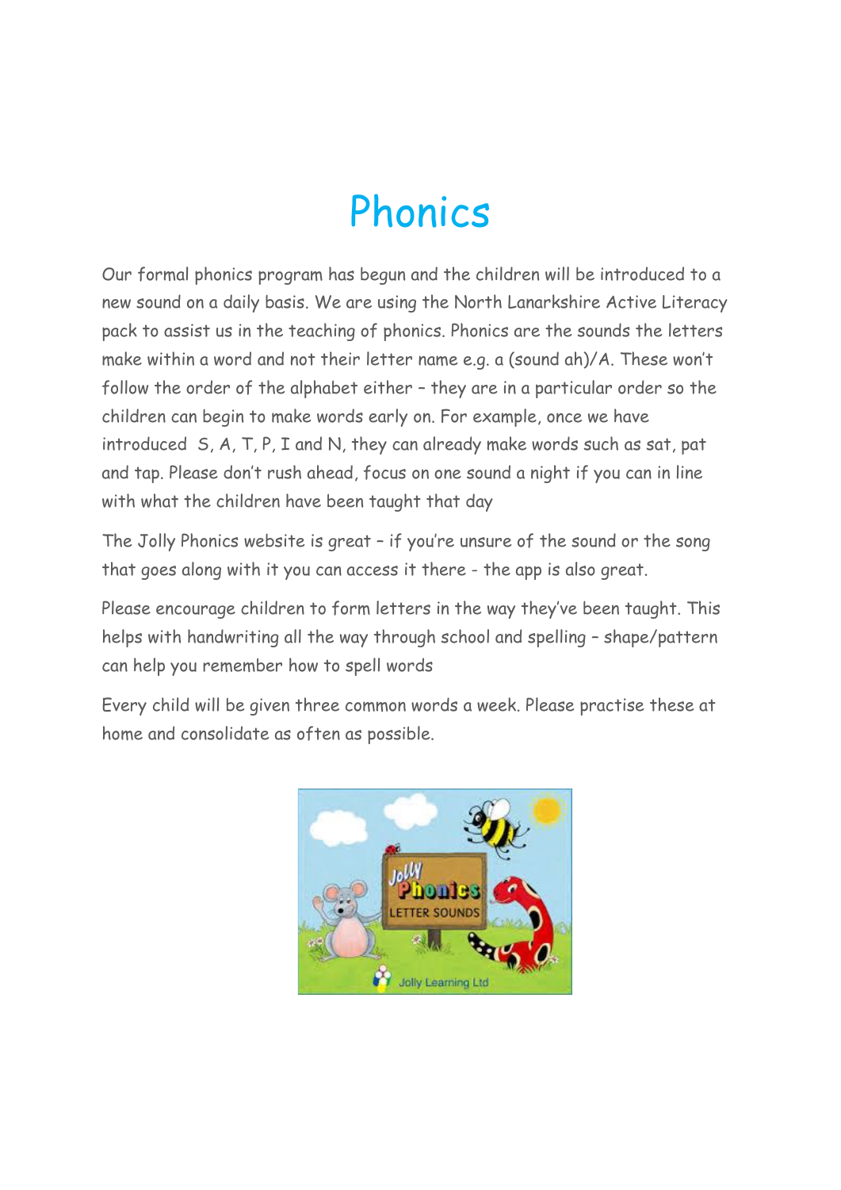# Phonics

Our formal phonics program has begun and the children will be introduced to a new sound on a daily basis. We are using the North Lanarkshire Active Literacy pack to assist us in the teaching of phonics. Phonics are the sounds the letters make within a word and not their letter name e.g. a (sound ah)/A. These won't follow the order of the alphabet either – they are in a particular order so the children can begin to make words early on. For example, once we have introduced S, A, T, P, I and N, they can already make words such as sat, pat and tap. Please don't rush ahead, focus on one sound a night if you can in line with what the children have been taught that day

The Jolly Phonics website is great – if you're unsure of the sound or the song that goes along with it you can access it there - the app is also great.

Please encourage children to form letters in the way they've been taught. This helps with handwriting all the way through school and spelling – shape/pattern can help you remember how to spell words

Every child will be given three common words a week. Please practise these at home and consolidate as often as possible.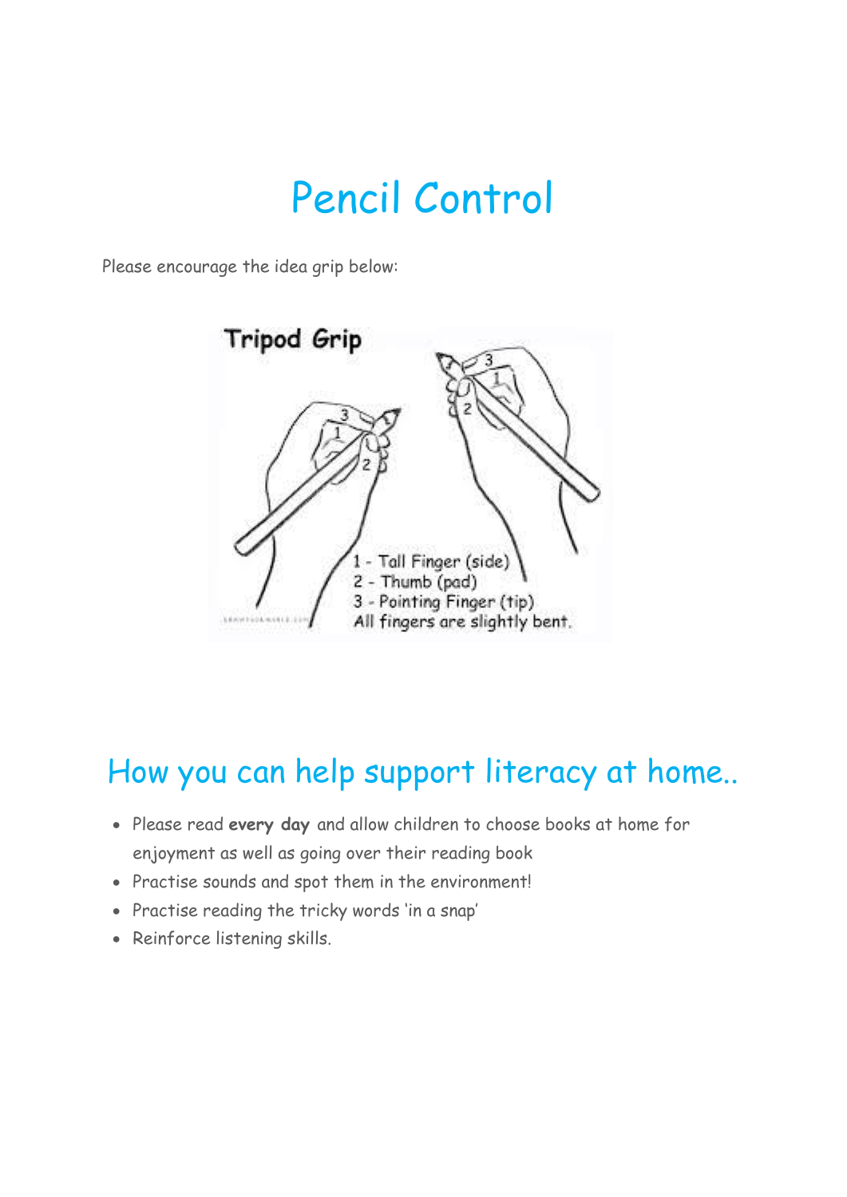# Pencil Control

Please encourage the idea grip below:

Tripod Grip

1 - Tall Finger (side)
2 - Thumb (pad)
3 - Pointing Finger (tip)
All fingers are slightly bent.

# How you can help support literacy at home..

- Please read **every day** and allow children to choose books at home for enjoyment as well as going over their reading book
- Practise sounds and spot them in the environment!
- Practise reading the tricky words 'in a snap'
- Reinforce listening skills.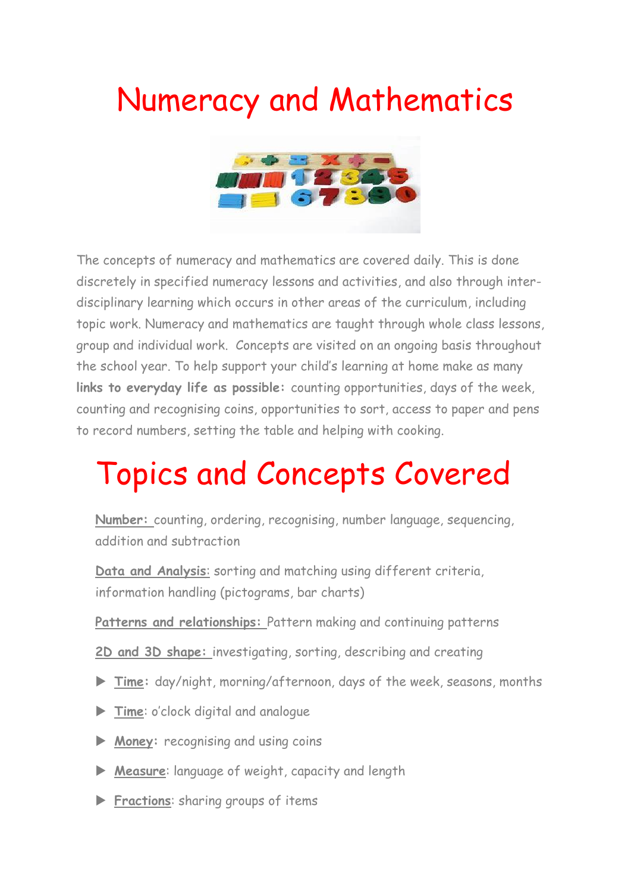# Numeracy and Mathematics

The concepts of numeracy and mathematics are covered daily. This is done discretely in specified numeracy lessons and activities, and also through inter-disciplinary learning which occurs in other areas of the curriculum, including topic work. Numeracy and mathematics are taught through whole class lessons, group and individual work. Concepts are visited on an ongoing basis throughout the school year. To help support your child's learning at home make as many **links to everyday life as possible:** counting opportunities, days of the week, counting and recognising coins, opportunities to sort, access to paper and pens to record numbers, setting the table and helping with cooking.

# Topics and Concepts Covered

**Number:** counting, ordering, recognising, number language, sequencing, addition and subtraction

**Data and Analysis:** sorting and matching using different criteria, information handling (pictograms, bar charts)

**Patterns and relationships:** Pattern making and continuing patterns

**2D and 3D shape:** investigating, sorting, describing and creating

- **Time:** day/night, morning/afternoon, days of the week, seasons, months
- **Time**: o'clock digital and analogue
- **Money:** recognising and using coins
- **Measure**: language of weight, capacity and length
- **Fractions**: sharing groups of items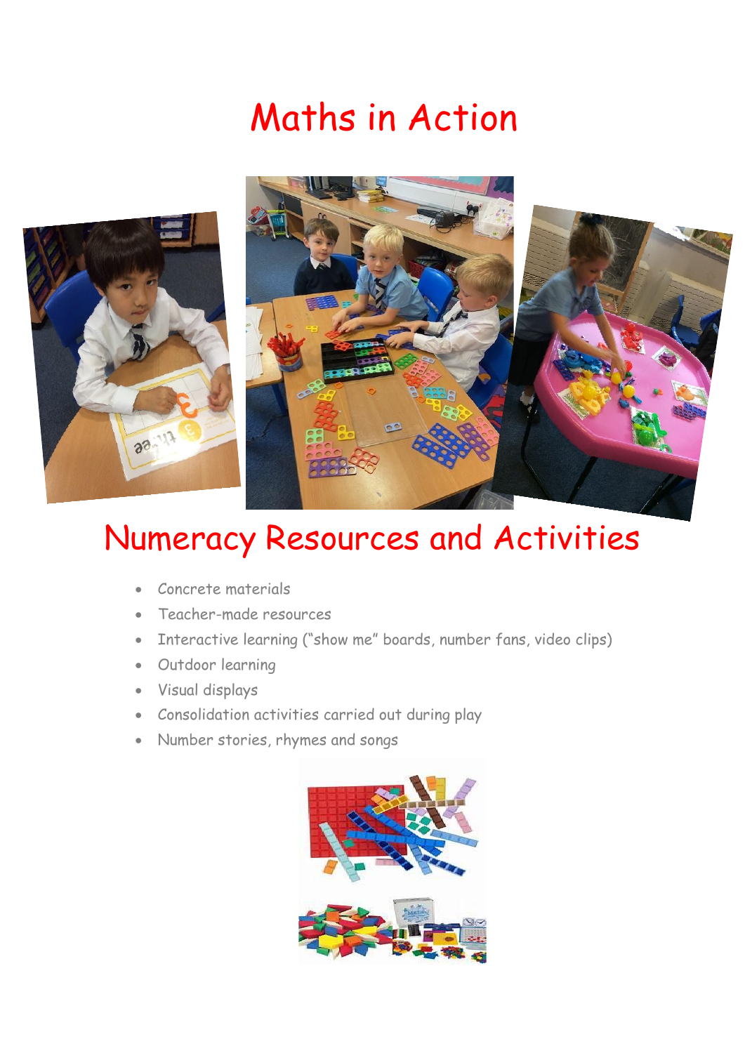# Maths in Action

## Numeracy Resources and Activities

- Concrete materials
- Teacher-made resources
- Interactive learning ("show me" boards, number fans, video clips)
- Outdoor learning
- Visual displays
- Consolidation activities carried out during play
- Number stories, rhymes and songs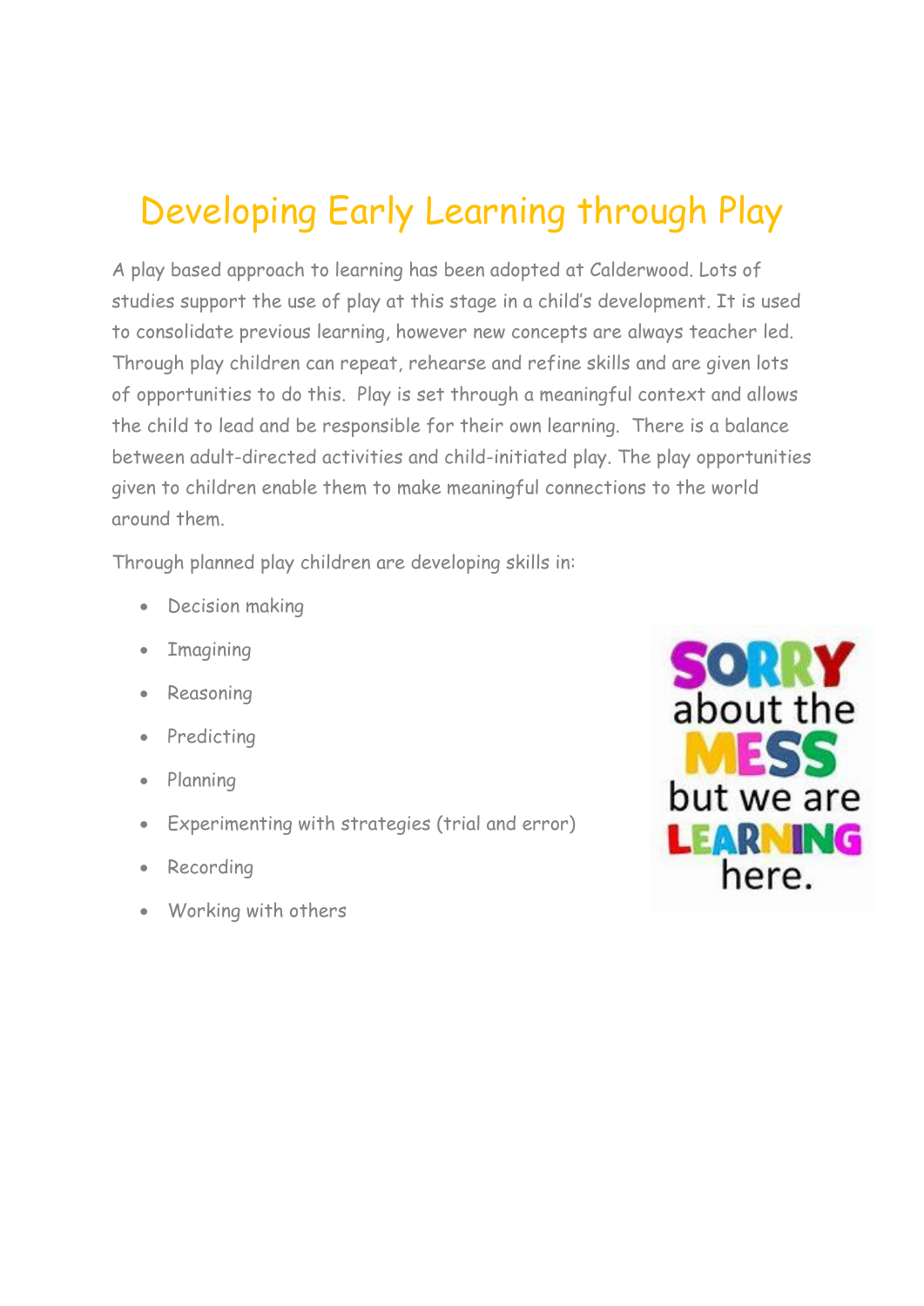# Developing Early Learning through Play

A play based approach to learning has been adopted at Calderwood. Lots of studies support the use of play at this stage in a child's development. It is used to consolidate previous learning, however new concepts are always teacher led. Through play children can repeat, rehearse and refine skills and are given lots of opportunities to do this. Play is set through a meaningful context and allows the child to lead and be responsible for their own learning. There is a balance between adult-directed activities and child-initiated play. The play opportunities given to children enable them to make meaningful connections to the world around them.

Through planned play children are developing skills in:

- Decision making
- Imagining
- Reasoning
- Predicting
- Planning
- Experimenting with strategies (trial and error)
- Recording
- Working with others

SORRY about the MESS but we are LEARNING here.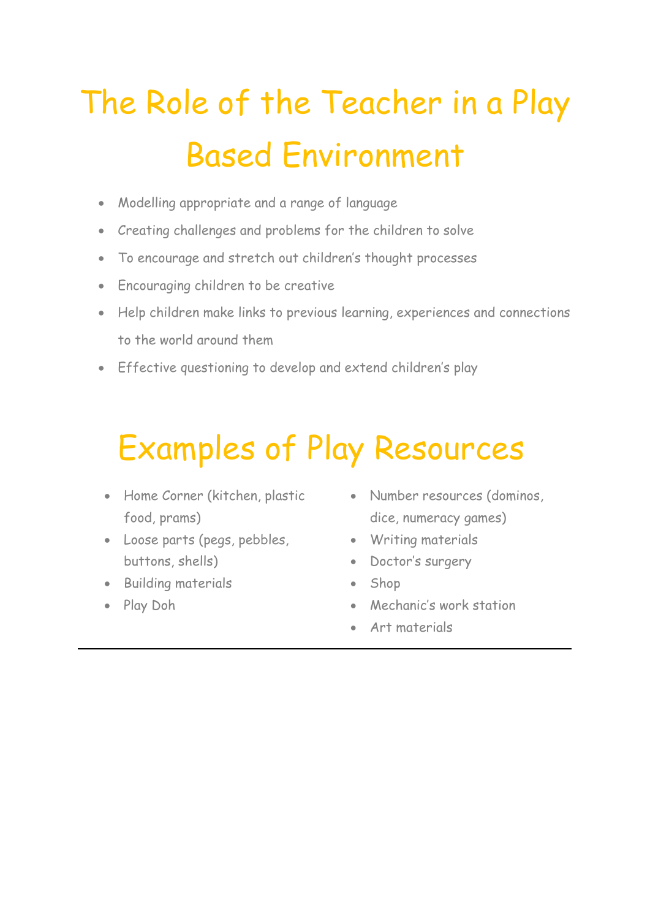# The Role of the Teacher in a Play Based Environment

- Modelling appropriate and a range of language
- Creating challenges and problems for the children to solve
- To encourage and stretch out children's thought processes
- Encouraging children to be creative
- Help children make links to previous learning, experiences and connections to the world around them
- Effective questioning to develop and extend children's play

# Examples of Play Resources

- Home Corner (kitchen, plastic food, prams)
- Loose parts (pegs, pebbles, buttons, shells)
- Building materials
- Play Doh
- Number resources (dominos, dice, numeracy games)
- Writing materials
- Doctor's surgery
- Shop
- Mechanic's work station
- Art materials

---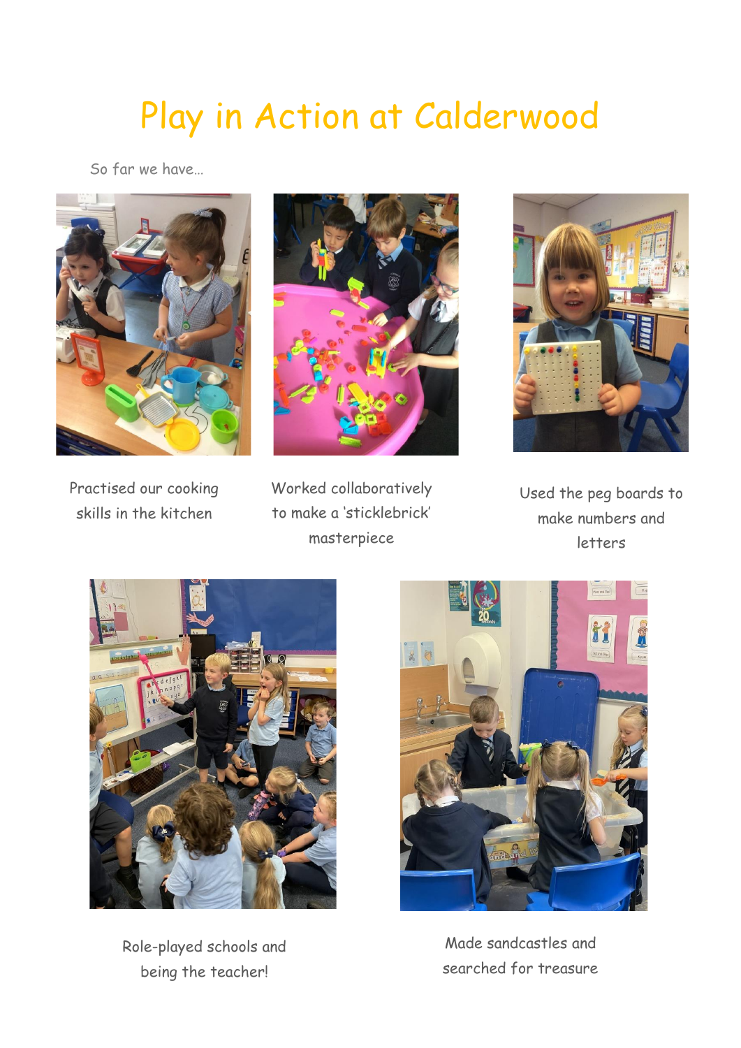# Play in Action at Calderwood

So far we have...

Practised our cooking skills in the kitchen

Worked collaboratively to make a 'sticklebrick' masterpiece

Used the peg boards to make numbers and letters

Role-played schools and being the teacher!

Made sandcastles and searched for treasure